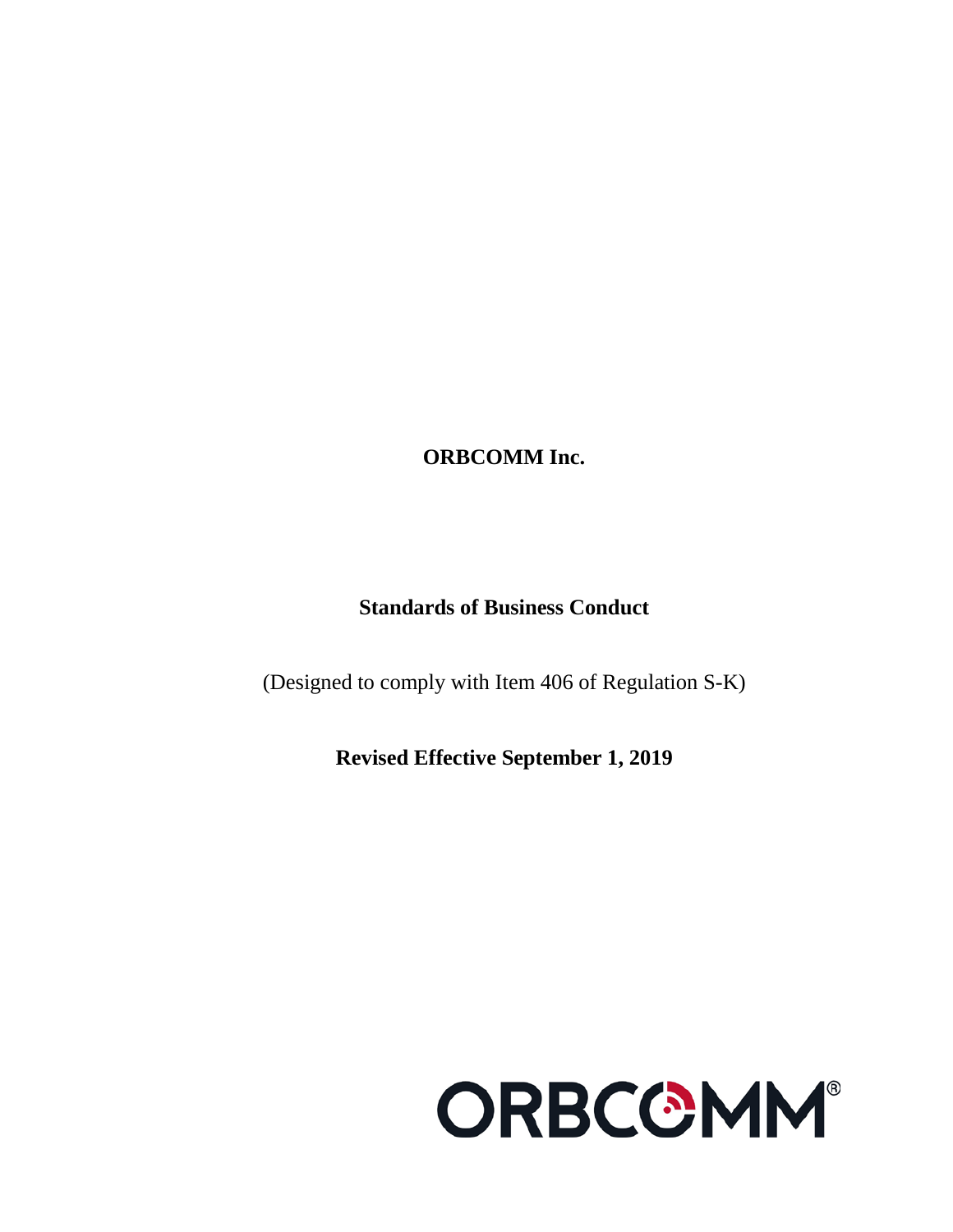**ORBCOMM Inc.**

**Standards of Business Conduct**

(Designed to comply with Item 406 of Regulation S-K)

**Revised Effective September 1, 2019**

ORBCOMM®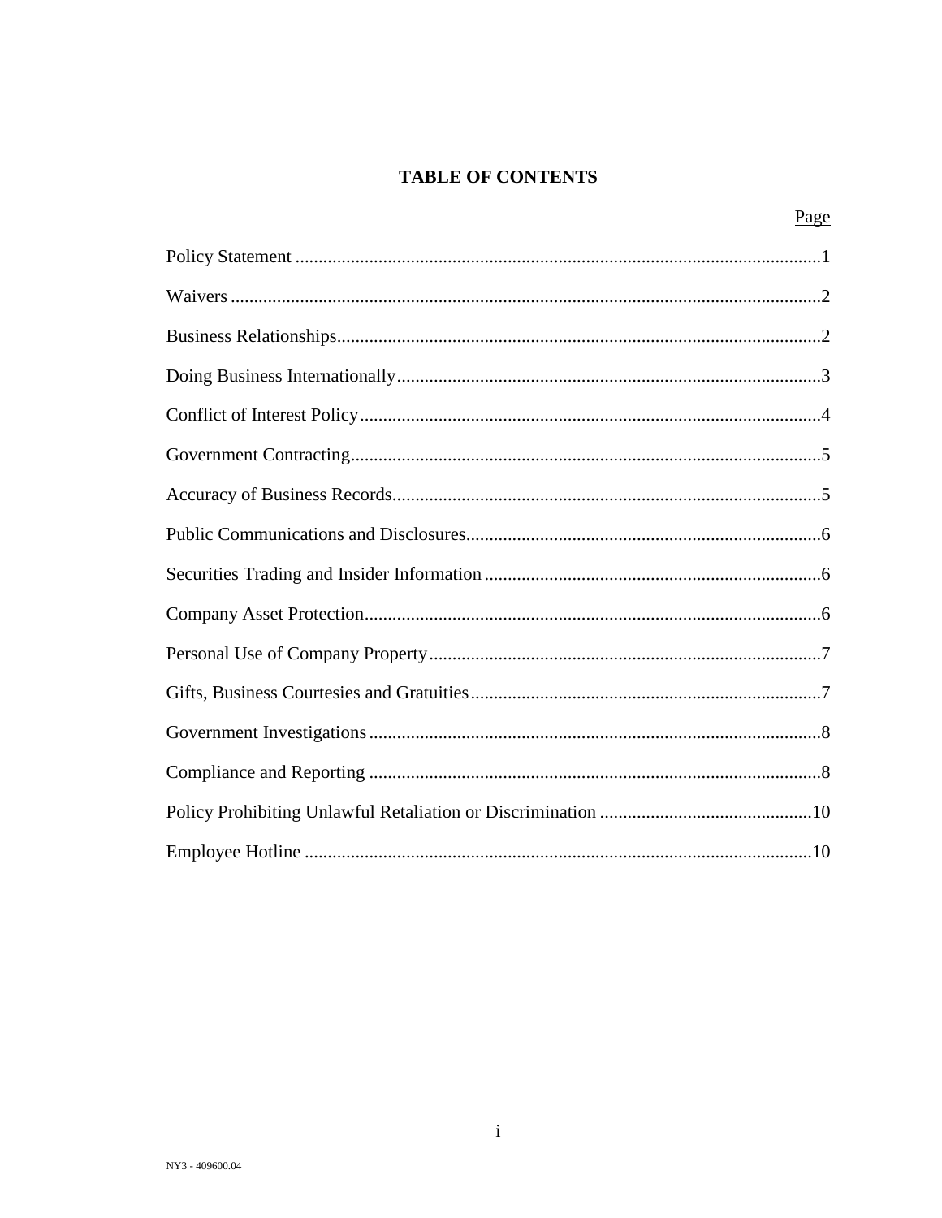# TABLE OF CONTENTS

| | Page |
|---|---|
| Policy Statement | 1 |
| Waivers | 2 |
| Business Relationships | 2 |
| Doing Business Internationally | 3 |
| Conflict of Interest Policy | 4 |
| Government Contracting | 5 |
| Accuracy of Business Records | 5 |
| Public Communications and Disclosures | 6 |
| Securities Trading and Insider Information | 6 |
| Company Asset Protection | 6 |
| Personal Use of Company Property | 7 |
| Gifts, Business Courtesies and Gratuities | 7 |
| Government Investigations | 8 |
| Compliance and Reporting | 8 |
| Policy Prohibiting Unlawful Retaliation or Discrimination | 10 |
| Employee Hotline | 10 |

NY3 - 409600.04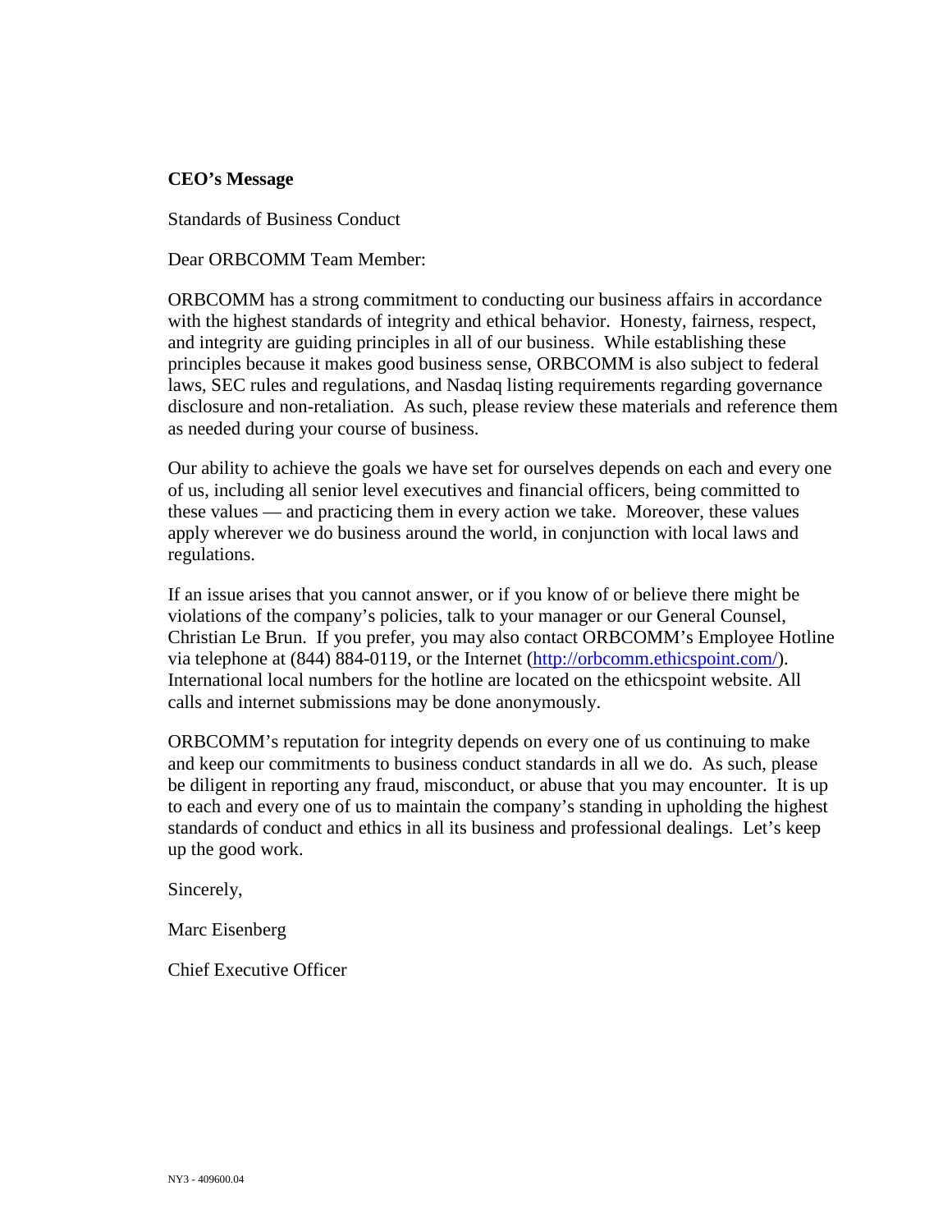**CEO's Message**

Standards of Business Conduct

Dear ORBCOMM Team Member:

ORBCOMM has a strong commitment to conducting our business affairs in accordance with the highest standards of integrity and ethical behavior. Honesty, fairness, respect, and integrity are guiding principles in all of our business. While establishing these principles because it makes good business sense, ORBCOMM is also subject to federal laws, SEC rules and regulations, and Nasdaq listing requirements regarding governance disclosure and non-retaliation. As such, please review these materials and reference them as needed during your course of business.

Our ability to achieve the goals we have set for ourselves depends on each and every one of us, including all senior level executives and financial officers, being committed to these values — and practicing them in every action we take. Moreover, these values apply wherever we do business around the world, in conjunction with local laws and regulations.

If an issue arises that you cannot answer, or if you know of or believe there might be violations of the company's policies, talk to your manager or our General Counsel, Christian Le Brun. If you prefer, you may also contact ORBCOMM's Employee Hotline via telephone at (844) 884-0119, or the Internet (http://orbcomm.ethicspoint.com/). International local numbers for the hotline are located on the ethicspoint website. All calls and internet submissions may be done anonymously.

ORBCOMM's reputation for integrity depends on every one of us continuing to make and keep our commitments to business conduct standards in all we do. As such, please be diligent in reporting any fraud, misconduct, or abuse that you may encounter. It is up to each and every one of us to maintain the company's standing in upholding the highest standards of conduct and ethics in all its business and professional dealings. Let's keep up the good work.

Sincerely,

Marc Eisenberg

Chief Executive Officer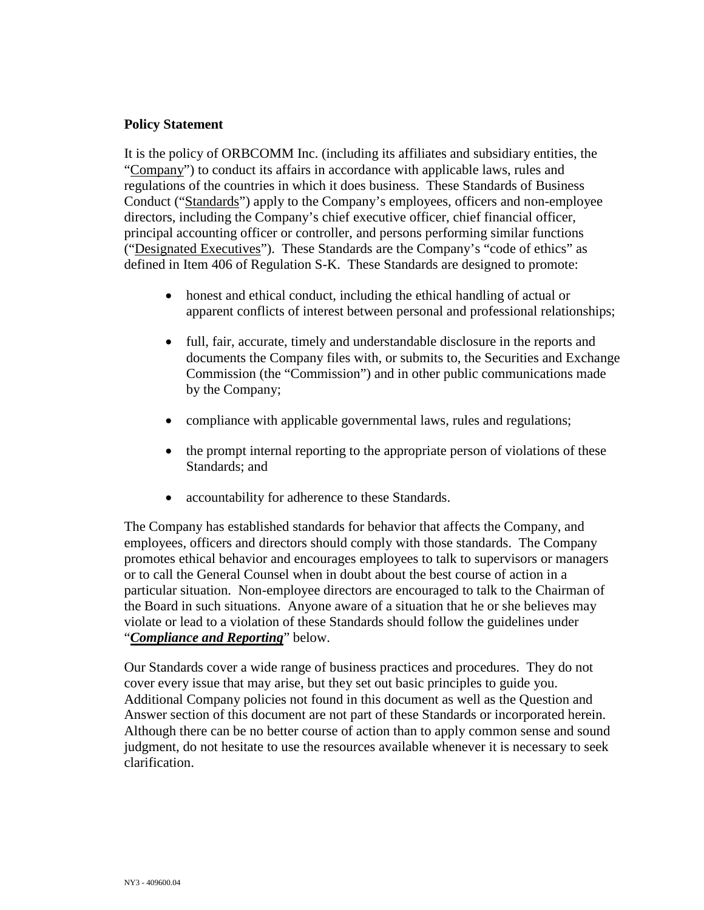**Policy Statement**

It is the policy of ORBCOMM Inc. (including its affiliates and subsidiary entities, the "Company") to conduct its affairs in accordance with applicable laws, rules and regulations of the countries in which it does business. These Standards of Business Conduct ("Standards") apply to the Company's employees, officers and non-employee directors, including the Company's chief executive officer, chief financial officer, principal accounting officer or controller, and persons performing similar functions ("Designated Executives"). These Standards are the Company's "code of ethics" as defined in Item 406 of Regulation S-K. These Standards are designed to promote:

- honest and ethical conduct, including the ethical handling of actual or apparent conflicts of interest between personal and professional relationships;
- full, fair, accurate, timely and understandable disclosure in the reports and documents the Company files with, or submits to, the Securities and Exchange Commission (the "Commission") and in other public communications made by the Company;
- compliance with applicable governmental laws, rules and regulations;
- the prompt internal reporting to the appropriate person of violations of these Standards; and
- accountability for adherence to these Standards.

The Company has established standards for behavior that affects the Company, and employees, officers and directors should comply with those standards. The Company promotes ethical behavior and encourages employees to talk to supervisors or managers or to call the General Counsel when in doubt about the best course of action in a particular situation. Non-employee directors are encouraged to talk to the Chairman of the Board in such situations. Anyone aware of a situation that he or she believes may violate or lead to a violation of these Standards should follow the guidelines under "***Compliance and Reporting***" below.

Our Standards cover a wide range of business practices and procedures. They do not cover every issue that may arise, but they set out basic principles to guide you. Additional Company policies not found in this document as well as the Question and Answer section of this document are not part of these Standards or incorporated herein. Although there can be no better course of action than to apply common sense and sound judgment, do not hesitate to use the resources available whenever it is necessary to seek clarification.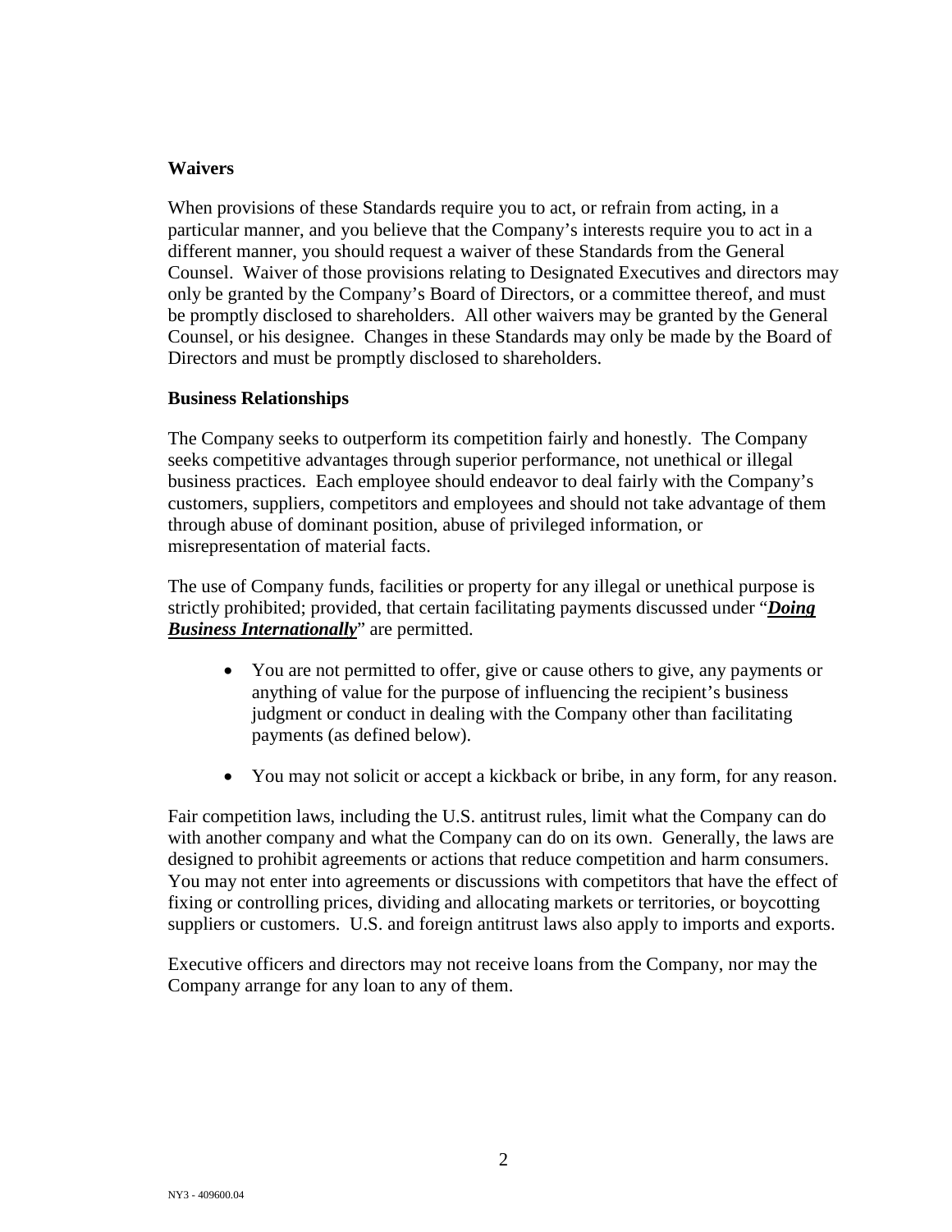**Waivers**

When provisions of these Standards require you to act, or refrain from acting, in a particular manner, and you believe that the Company's interests require you to act in a different manner, you should request a waiver of these Standards from the General Counsel. Waiver of those provisions relating to Designated Executives and directors may only be granted by the Company's Board of Directors, or a committee thereof, and must be promptly disclosed to shareholders. All other waivers may be granted by the General Counsel, or his designee. Changes in these Standards may only be made by the Board of Directors and must be promptly disclosed to shareholders.

**Business Relationships**

The Company seeks to outperform its competition fairly and honestly. The Company seeks competitive advantages through superior performance, not unethical or illegal business practices. Each employee should endeavor to deal fairly with the Company's customers, suppliers, competitors and employees and should not take advantage of them through abuse of dominant position, abuse of privileged information, or misrepresentation of material facts.

The use of Company funds, facilities or property for any illegal or unethical purpose is strictly prohibited; provided, that certain facilitating payments discussed under "***Doing Business Internationally***" are permitted.

- You are not permitted to offer, give or cause others to give, any payments or anything of value for the purpose of influencing the recipient's business judgment or conduct in dealing with the Company other than facilitating payments (as defined below).
- You may not solicit or accept a kickback or bribe, in any form, for any reason.

Fair competition laws, including the U.S. antitrust rules, limit what the Company can do with another company and what the Company can do on its own. Generally, the laws are designed to prohibit agreements or actions that reduce competition and harm consumers. You may not enter into agreements or discussions with competitors that have the effect of fixing or controlling prices, dividing and allocating markets or territories, or boycotting suppliers or customers. U.S. and foreign antitrust laws also apply to imports and exports.

Executive officers and directors may not receive loans from the Company, nor may the Company arrange for any loan to any of them.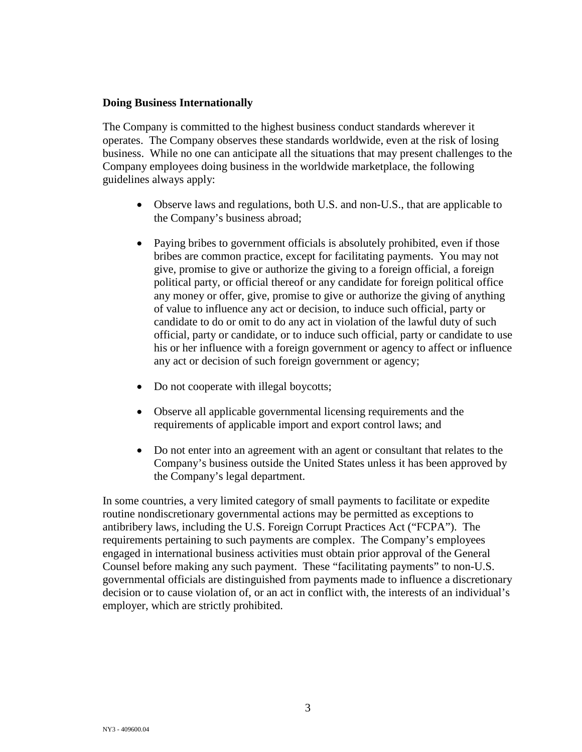**Doing Business Internationally**

The Company is committed to the highest business conduct standards wherever it operates. The Company observes these standards worldwide, even at the risk of losing business. While no one can anticipate all the situations that may present challenges to the Company employees doing business in the worldwide marketplace, the following guidelines always apply:

- Observe laws and regulations, both U.S. and non-U.S., that are applicable to the Company's business abroad;

- Paying bribes to government officials is absolutely prohibited, even if those bribes are common practice, except for facilitating payments. You may not give, promise to give or authorize the giving to a foreign official, a foreign political party, or official thereof or any candidate for foreign political office any money or offer, give, promise to give or authorize the giving of anything of value to influence any act or decision, to induce such official, party or candidate to do or omit to do any act in violation of the lawful duty of such official, party or candidate, or to induce such official, party or candidate to use his or her influence with a foreign government or agency to affect or influence any act or decision of such foreign government or agency;

- Do not cooperate with illegal boycotts;

- Observe all applicable governmental licensing requirements and the requirements of applicable import and export control laws; and

- Do not enter into an agreement with an agent or consultant that relates to the Company's business outside the United States unless it has been approved by the Company's legal department.

In some countries, a very limited category of small payments to facilitate or expedite routine nondiscretionary governmental actions may be permitted as exceptions to antibribery laws, including the U.S. Foreign Corrupt Practices Act ("FCPA"). The requirements pertaining to such payments are complex. The Company's employees engaged in international business activities must obtain prior approval of the General Counsel before making any such payment. These "facilitating payments" to non-U.S. governmental officials are distinguished from payments made to influence a discretionary decision or to cause violation of, or an act in conflict with, the interests of an individual's employer, which are strictly prohibited.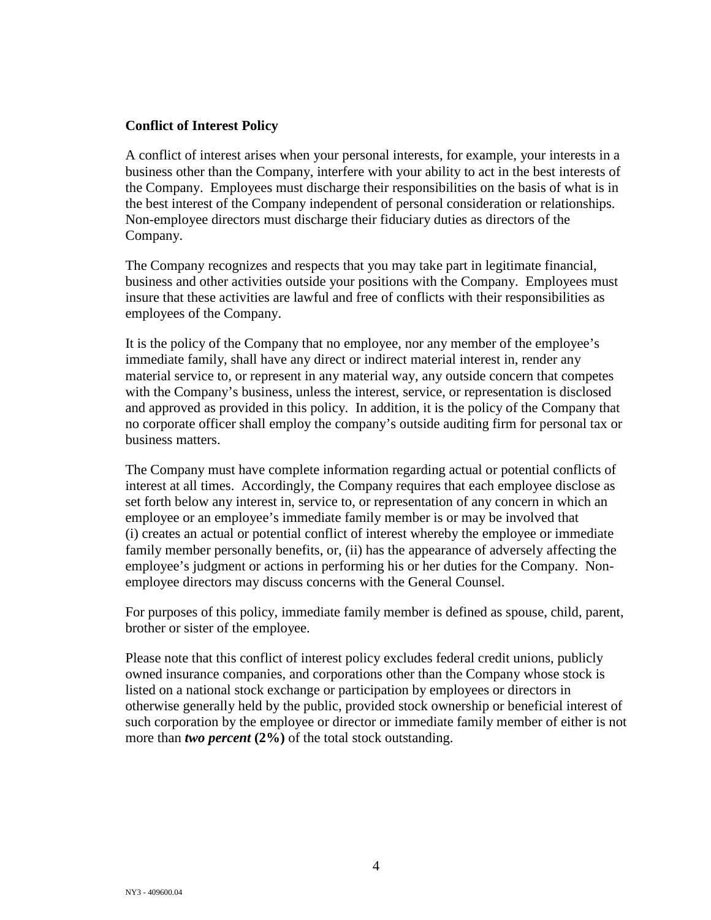**Conflict of Interest Policy**

A conflict of interest arises when your personal interests, for example, your interests in a business other than the Company, interfere with your ability to act in the best interests of the Company. Employees must discharge their responsibilities on the basis of what is in the best interest of the Company independent of personal consideration or relationships. Non-employee directors must discharge their fiduciary duties as directors of the Company.

The Company recognizes and respects that you may take part in legitimate financial, business and other activities outside your positions with the Company. Employees must insure that these activities are lawful and free of conflicts with their responsibilities as employees of the Company.

It is the policy of the Company that no employee, nor any member of the employee's immediate family, shall have any direct or indirect material interest in, render any material service to, or represent in any material way, any outside concern that competes with the Company's business, unless the interest, service, or representation is disclosed and approved as provided in this policy. In addition, it is the policy of the Company that no corporate officer shall employ the company's outside auditing firm for personal tax or business matters.

The Company must have complete information regarding actual or potential conflicts of interest at all times. Accordingly, the Company requires that each employee disclose as set forth below any interest in, service to, or representation of any concern in which an employee or an employee's immediate family member is or may be involved that (i) creates an actual or potential conflict of interest whereby the employee or immediate family member personally benefits, or, (ii) has the appearance of adversely affecting the employee's judgment or actions in performing his or her duties for the Company. Non-employee directors may discuss concerns with the General Counsel.

For purposes of this policy, immediate family member is defined as spouse, child, parent, brother or sister of the employee.

Please note that this conflict of interest policy excludes federal credit unions, publicly owned insurance companies, and corporations other than the Company whose stock is listed on a national stock exchange or participation by employees or directors in otherwise generally held by the public, provided stock ownership or beneficial interest of such corporation by the employee or director or immediate family member of either is not more than ***two percent*** **(2%)** of the total stock outstanding.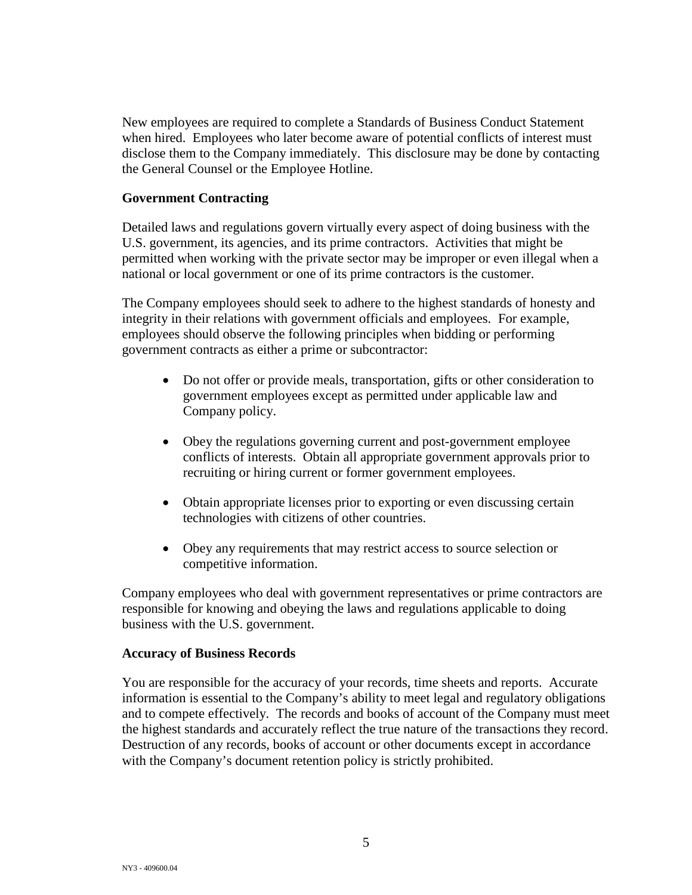New employees are required to complete a Standards of Business Conduct Statement when hired. Employees who later become aware of potential conflicts of interest must disclose them to the Company immediately. This disclosure may be done by contacting the General Counsel or the Employee Hotline.

**Government Contracting**

Detailed laws and regulations govern virtually every aspect of doing business with the U.S. government, its agencies, and its prime contractors. Activities that might be permitted when working with the private sector may be improper or even illegal when a national or local government or one of its prime contractors is the customer.

The Company employees should seek to adhere to the highest standards of honesty and integrity in their relations with government officials and employees. For example, employees should observe the following principles when bidding or performing government contracts as either a prime or subcontractor:

- Do not offer or provide meals, transportation, gifts or other consideration to government employees except as permitted under applicable law and Company policy.
- Obey the regulations governing current and post-government employee conflicts of interests. Obtain all appropriate government approvals prior to recruiting or hiring current or former government employees.
- Obtain appropriate licenses prior to exporting or even discussing certain technologies with citizens of other countries.
- Obey any requirements that may restrict access to source selection or competitive information.

Company employees who deal with government representatives or prime contractors are responsible for knowing and obeying the laws and regulations applicable to doing business with the U.S. government.

**Accuracy of Business Records**

You are responsible for the accuracy of your records, time sheets and reports. Accurate information is essential to the Company's ability to meet legal and regulatory obligations and to compete effectively. The records and books of account of the Company must meet the highest standards and accurately reflect the true nature of the transactions they record. Destruction of any records, books of account or other documents except in accordance with the Company's document retention policy is strictly prohibited.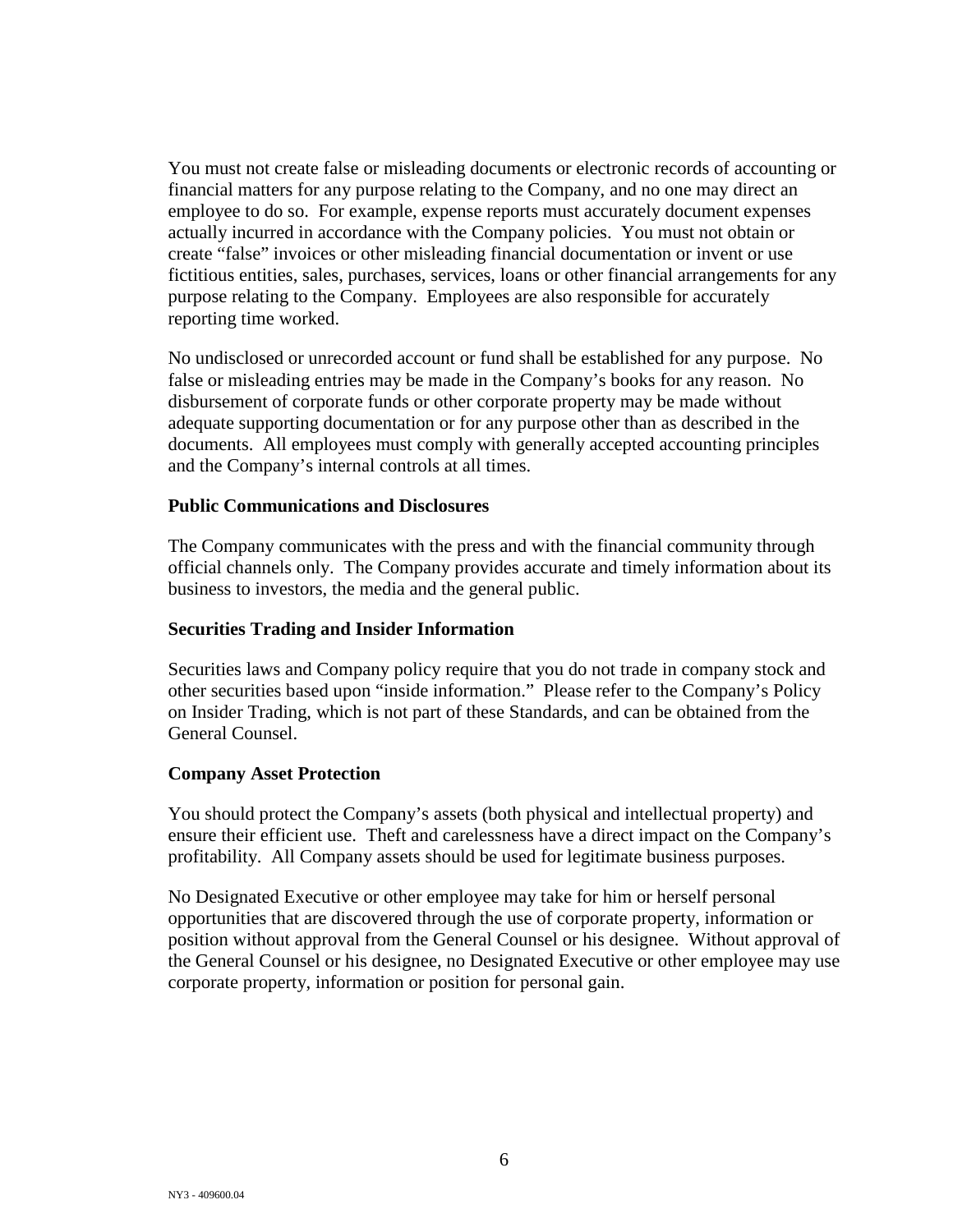You must not create false or misleading documents or electronic records of accounting or financial matters for any purpose relating to the Company, and no one may direct an employee to do so. For example, expense reports must accurately document expenses actually incurred in accordance with the Company policies. You must not obtain or create "false" invoices or other misleading financial documentation or invent or use fictitious entities, sales, purchases, services, loans or other financial arrangements for any purpose relating to the Company. Employees are also responsible for accurately reporting time worked.

No undisclosed or unrecorded account or fund shall be established for any purpose. No false or misleading entries may be made in the Company's books for any reason. No disbursement of corporate funds or other corporate property may be made without adequate supporting documentation or for any purpose other than as described in the documents. All employees must comply with generally accepted accounting principles and the Company's internal controls at all times.

**Public Communications and Disclosures**

The Company communicates with the press and with the financial community through official channels only. The Company provides accurate and timely information about its business to investors, the media and the general public.

**Securities Trading and Insider Information**

Securities laws and Company policy require that you do not trade in company stock and other securities based upon "inside information." Please refer to the Company's Policy on Insider Trading, which is not part of these Standards, and can be obtained from the General Counsel.

**Company Asset Protection**

You should protect the Company's assets (both physical and intellectual property) and ensure their efficient use. Theft and carelessness have a direct impact on the Company's profitability. All Company assets should be used for legitimate business purposes.

No Designated Executive or other employee may take for him or herself personal opportunities that are discovered through the use of corporate property, information or position without approval from the General Counsel or his designee. Without approval of the General Counsel or his designee, no Designated Executive or other employee may use corporate property, information or position for personal gain.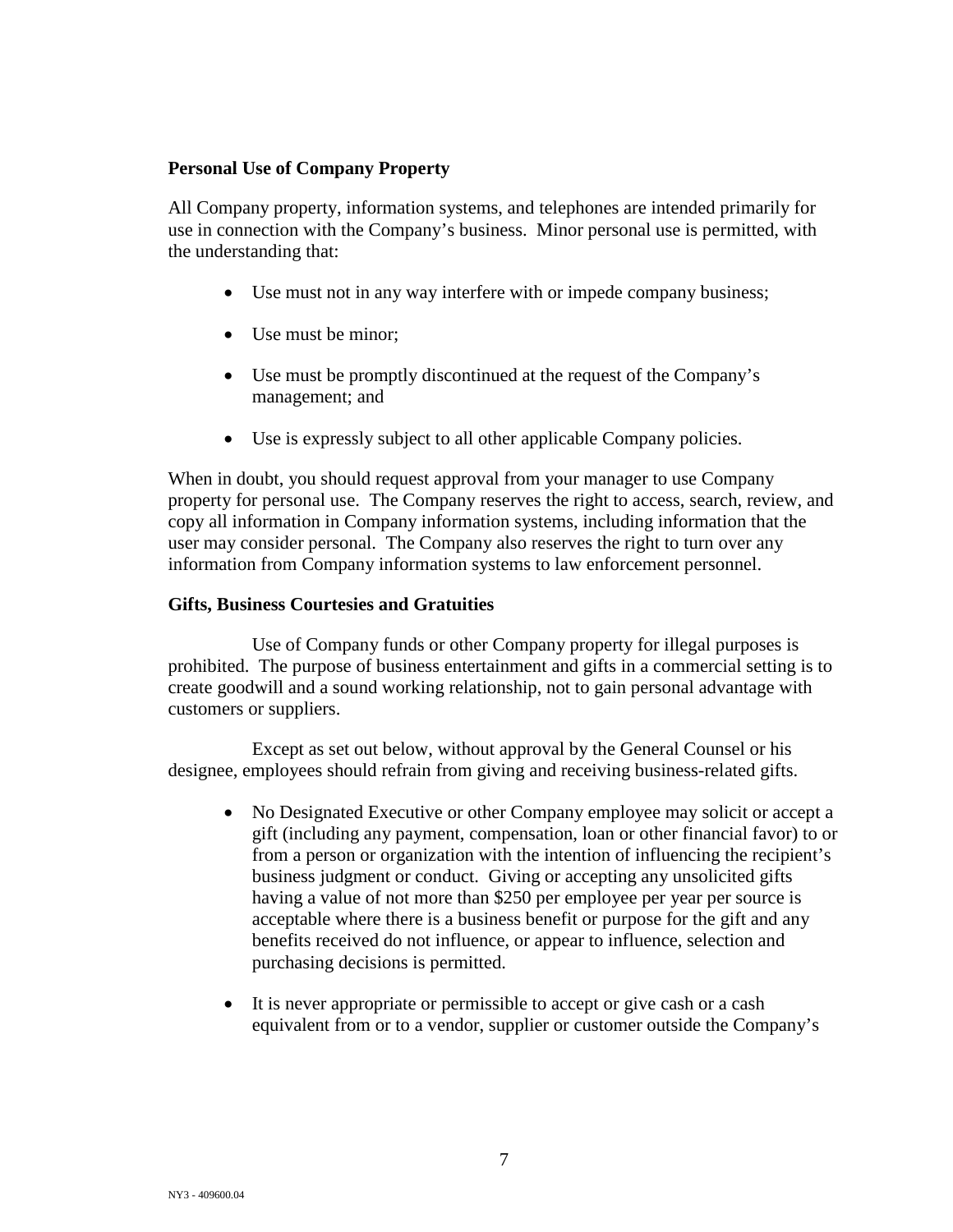**Personal Use of Company Property**

All Company property, information systems, and telephones are intended primarily for use in connection with the Company's business. Minor personal use is permitted, with the understanding that:

- Use must not in any way interfere with or impede company business;
- Use must be minor;
- Use must be promptly discontinued at the request of the Company's management; and
- Use is expressly subject to all other applicable Company policies.

When in doubt, you should request approval from your manager to use Company property for personal use. The Company reserves the right to access, search, review, and copy all information in Company information systems, including information that the user may consider personal. The Company also reserves the right to turn over any information from Company information systems to law enforcement personnel.

**Gifts, Business Courtesies and Gratuities**

Use of Company funds or other Company property for illegal purposes is prohibited. The purpose of business entertainment and gifts in a commercial setting is to create goodwill and a sound working relationship, not to gain personal advantage with customers or suppliers.

Except as set out below, without approval by the General Counsel or his designee, employees should refrain from giving and receiving business-related gifts.

- No Designated Executive or other Company employee may solicit or accept a gift (including any payment, compensation, loan or other financial favor) to or from a person or organization with the intention of influencing the recipient's business judgment or conduct. Giving or accepting any unsolicited gifts having a value of not more than $250 per employee per year per source is acceptable where there is a business benefit or purpose for the gift and any benefits received do not influence, or appear to influence, selection and purchasing decisions is permitted.
- It is never appropriate or permissible to accept or give cash or a cash equivalent from or to a vendor, supplier or customer outside the Company's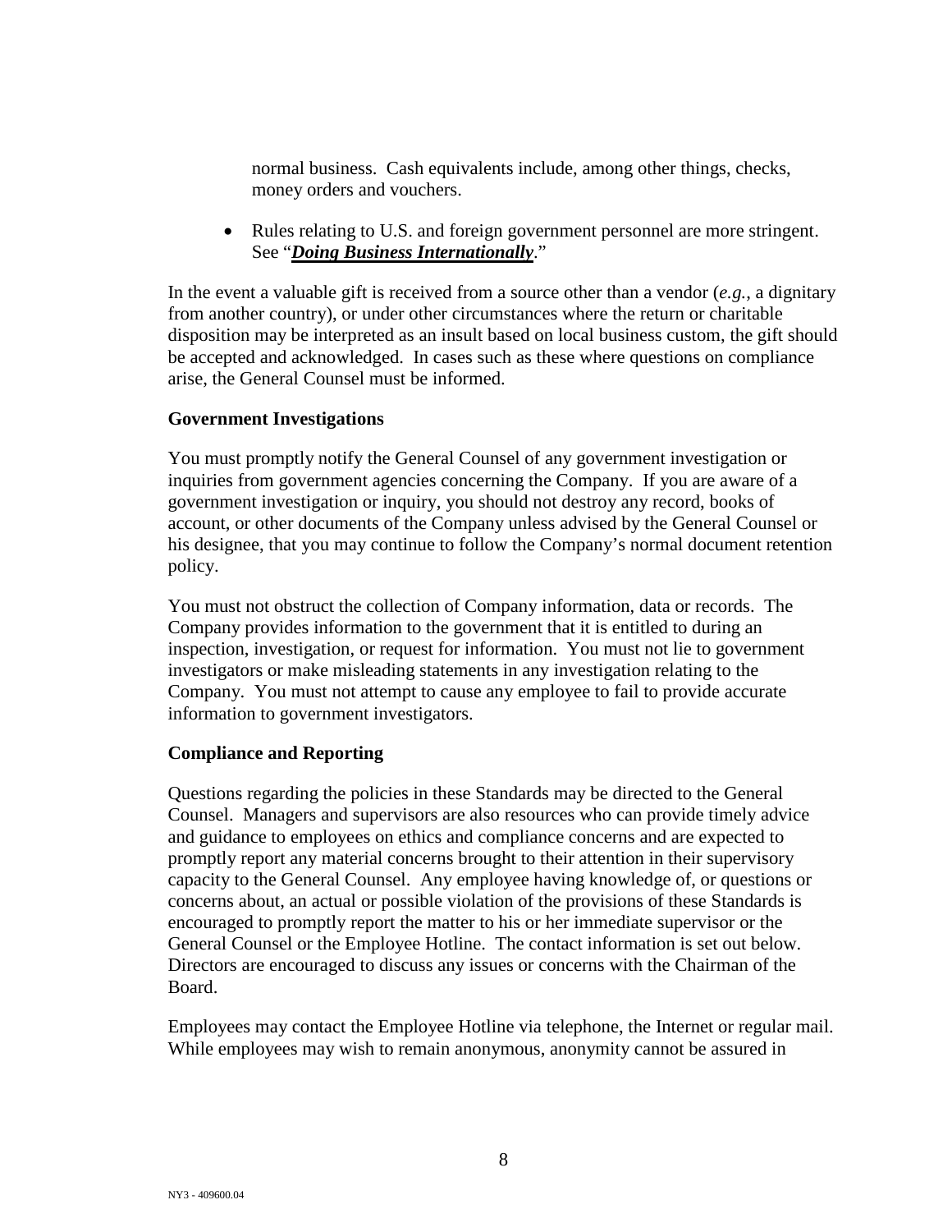normal business. Cash equivalents include, among other things, checks, money orders and vouchers.

- Rules relating to U.S. and foreign government personnel are more stringent. See "***Doing Business Internationally***."

In the event a valuable gift is received from a source other than a vendor (*e.g.*, a dignitary from another country), or under other circumstances where the return or charitable disposition may be interpreted as an insult based on local business custom, the gift should be accepted and acknowledged. In cases such as these where questions on compliance arise, the General Counsel must be informed.

**Government Investigations**

You must promptly notify the General Counsel of any government investigation or inquiries from government agencies concerning the Company. If you are aware of a government investigation or inquiry, you should not destroy any record, books of account, or other documents of the Company unless advised by the General Counsel or his designee, that you may continue to follow the Company's normal document retention policy.

You must not obstruct the collection of Company information, data or records. The Company provides information to the government that it is entitled to during an inspection, investigation, or request for information. You must not lie to government investigators or make misleading statements in any investigation relating to the Company. You must not attempt to cause any employee to fail to provide accurate information to government investigators.

**Compliance and Reporting**

Questions regarding the policies in these Standards may be directed to the General Counsel. Managers and supervisors are also resources who can provide timely advice and guidance to employees on ethics and compliance concerns and are expected to promptly report any material concerns brought to their attention in their supervisory capacity to the General Counsel. Any employee having knowledge of, or questions or concerns about, an actual or possible violation of the provisions of these Standards is encouraged to promptly report the matter to his or her immediate supervisor or the General Counsel or the Employee Hotline. The contact information is set out below. Directors are encouraged to discuss any issues or concerns with the Chairman of the Board.

Employees may contact the Employee Hotline via telephone, the Internet or regular mail. While employees may wish to remain anonymous, anonymity cannot be assured in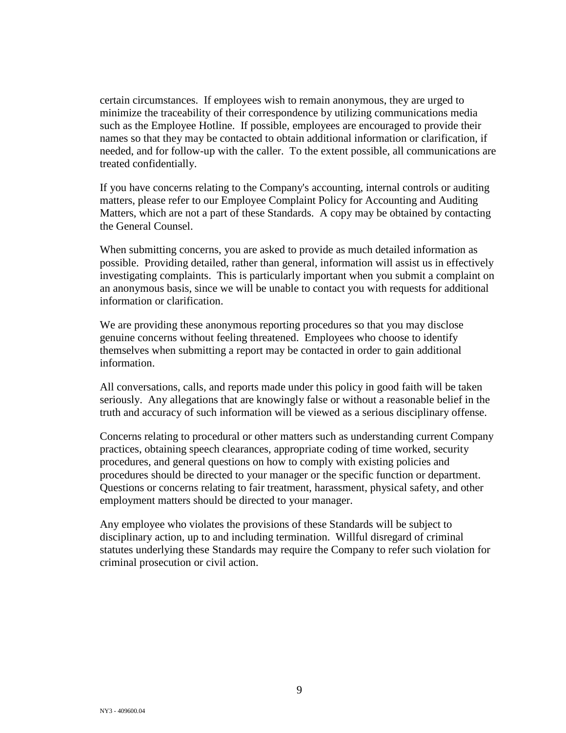certain circumstances. If employees wish to remain anonymous, they are urged to minimize the traceability of their correspondence by utilizing communications media such as the Employee Hotline. If possible, employees are encouraged to provide their names so that they may be contacted to obtain additional information or clarification, if needed, and for follow-up with the caller. To the extent possible, all communications are treated confidentially.

If you have concerns relating to the Company's accounting, internal controls or auditing matters, please refer to our Employee Complaint Policy for Accounting and Auditing Matters, which are not a part of these Standards. A copy may be obtained by contacting the General Counsel.

When submitting concerns, you are asked to provide as much detailed information as possible. Providing detailed, rather than general, information will assist us in effectively investigating complaints. This is particularly important when you submit a complaint on an anonymous basis, since we will be unable to contact you with requests for additional information or clarification.

We are providing these anonymous reporting procedures so that you may disclose genuine concerns without feeling threatened. Employees who choose to identify themselves when submitting a report may be contacted in order to gain additional information.

All conversations, calls, and reports made under this policy in good faith will be taken seriously. Any allegations that are knowingly false or without a reasonable belief in the truth and accuracy of such information will be viewed as a serious disciplinary offense.

Concerns relating to procedural or other matters such as understanding current Company practices, obtaining speech clearances, appropriate coding of time worked, security procedures, and general questions on how to comply with existing policies and procedures should be directed to your manager or the specific function or department. Questions or concerns relating to fair treatment, harassment, physical safety, and other employment matters should be directed to your manager.

Any employee who violates the provisions of these Standards will be subject to disciplinary action, up to and including termination. Willful disregard of criminal statutes underlying these Standards may require the Company to refer such violation for criminal prosecution or civil action.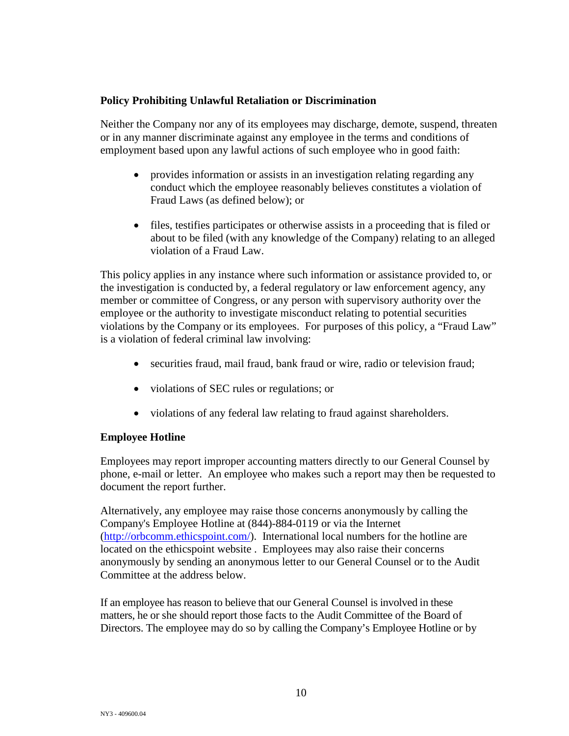**Policy Prohibiting Unlawful Retaliation or Discrimination**

Neither the Company nor any of its employees may discharge, demote, suspend, threaten or in any manner discriminate against any employee in the terms and conditions of employment based upon any lawful actions of such employee who in good faith:

- provides information or assists in an investigation relating regarding any conduct which the employee reasonably believes constitutes a violation of Fraud Laws (as defined below); or
- files, testifies participates or otherwise assists in a proceeding that is filed or about to be filed (with any knowledge of the Company) relating to an alleged violation of a Fraud Law.

This policy applies in any instance where such information or assistance provided to, or the investigation is conducted by, a federal regulatory or law enforcement agency, any member or committee of Congress, or any person with supervisory authority over the employee or the authority to investigate misconduct relating to potential securities violations by the Company or its employees. For purposes of this policy, a "Fraud Law" is a violation of federal criminal law involving:

- securities fraud, mail fraud, bank fraud or wire, radio or television fraud;
- violations of SEC rules or regulations; or
- violations of any federal law relating to fraud against shareholders.

**Employee Hotline**

Employees may report improper accounting matters directly to our General Counsel by phone, e-mail or letter. An employee who makes such a report may then be requested to document the report further.

Alternatively, any employee may raise those concerns anonymously by calling the Company's Employee Hotline at (844)-884-0119 or via the Internet (http://orbcomm.ethicspoint.com/). International local numbers for the hotline are located on the ethicspoint website . Employees may also raise their concerns anonymously by sending an anonymous letter to our General Counsel or to the Audit Committee at the address below.

If an employee has reason to believe that our General Counsel is involved in these matters, he or she should report those facts to the Audit Committee of the Board of Directors. The employee may do so by calling the Company's Employee Hotline or by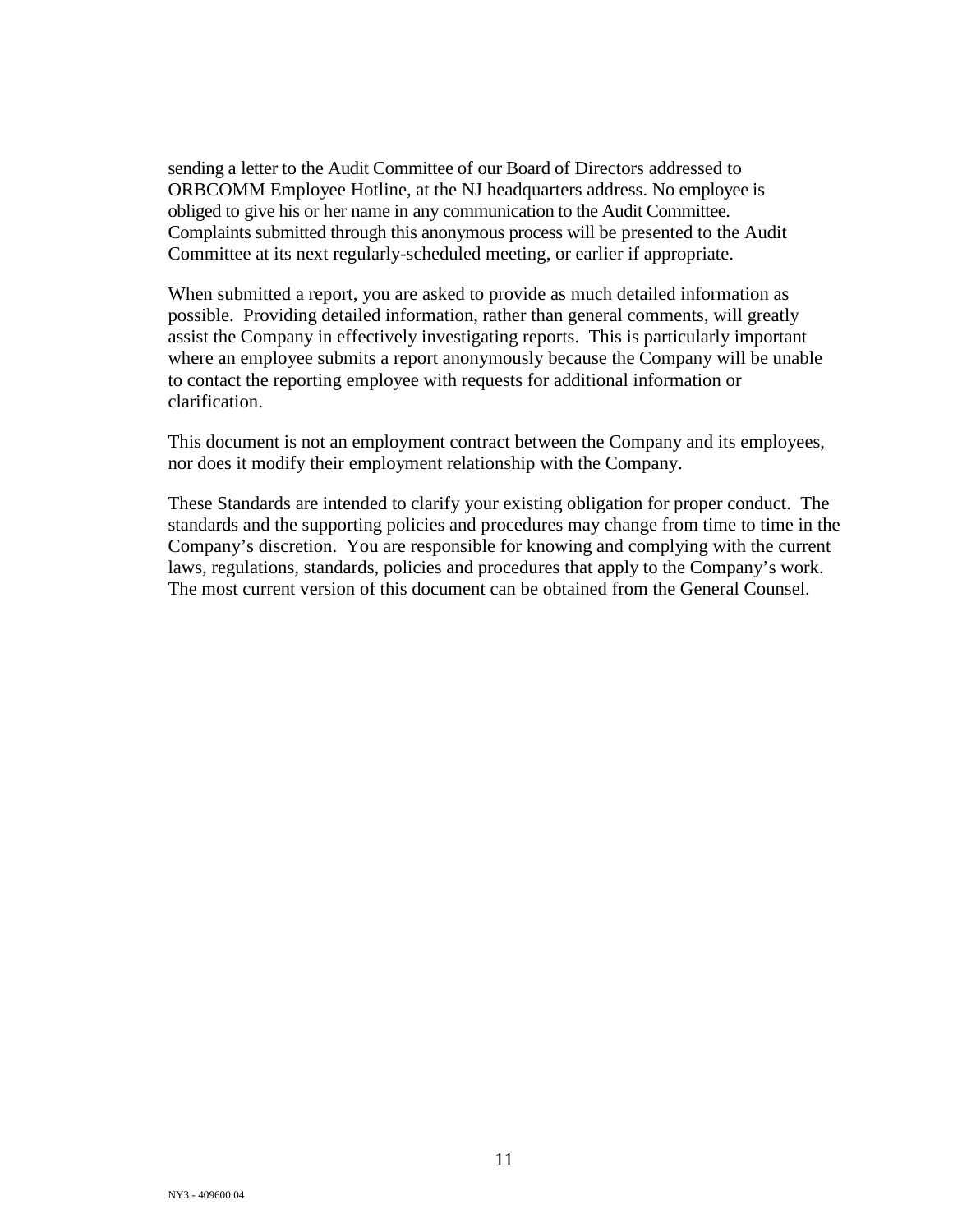sending a letter to the Audit Committee of our Board of Directors addressed to ORBCOMM Employee Hotline, at the NJ headquarters address. No employee is obliged to give his or her name in any communication to the Audit Committee. Complaints submitted through this anonymous process will be presented to the Audit Committee at its next regularly-scheduled meeting, or earlier if appropriate.

When submitted a report, you are asked to provide as much detailed information as possible. Providing detailed information, rather than general comments, will greatly assist the Company in effectively investigating reports. This is particularly important where an employee submits a report anonymously because the Company will be unable to contact the reporting employee with requests for additional information or clarification.

This document is not an employment contract between the Company and its employees, nor does it modify their employment relationship with the Company.

These Standards are intended to clarify your existing obligation for proper conduct. The standards and the supporting policies and procedures may change from time to time in the Company's discretion. You are responsible for knowing and complying with the current laws, regulations, standards, policies and procedures that apply to the Company's work. The most current version of this document can be obtained from the General Counsel.